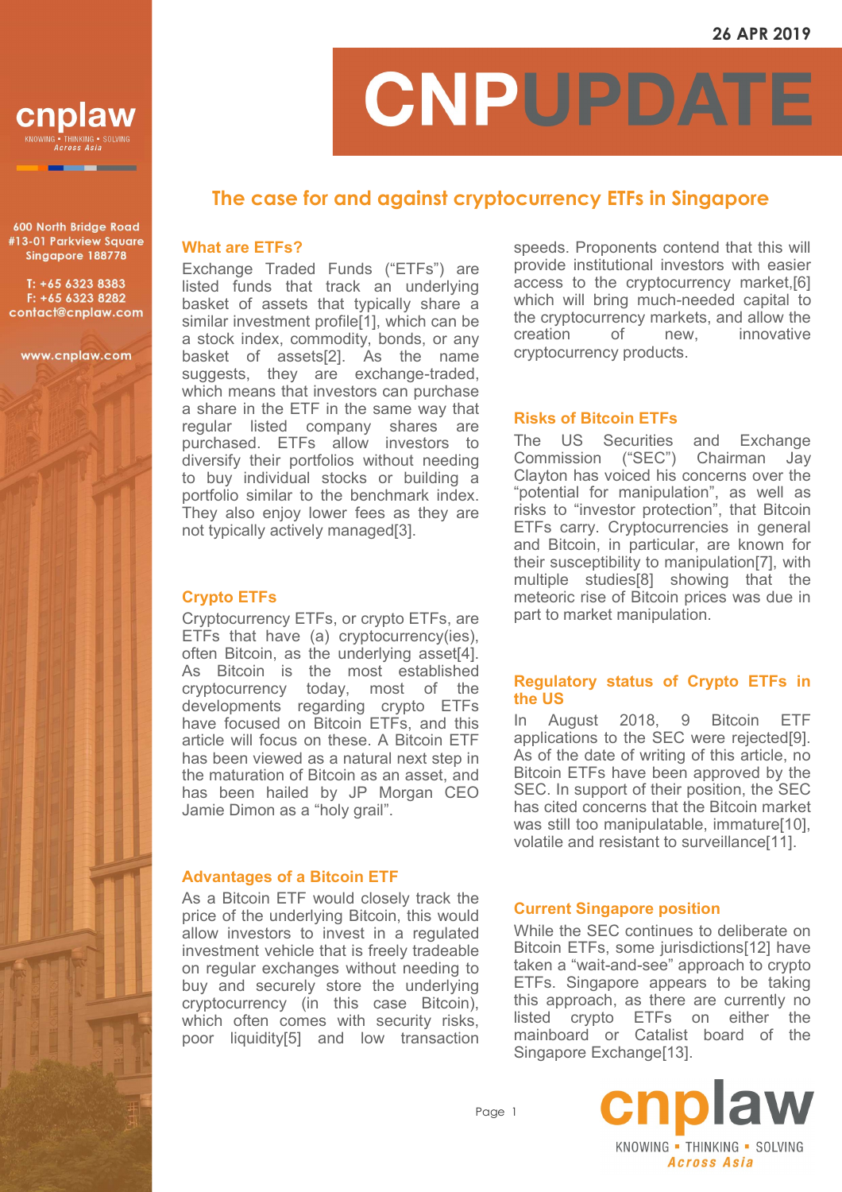26 APR 2019

# CNPUPDATE

## The case for and against cryptocurrency ETFs in Singapore

### What are ETFs?

Exchange Traded Funds ("ETFs") are listed funds that track an underlying basket of assets that typically share a similar investment profile[1], which can be a stock index, commodity, bonds, or any basket of assets[2]. As the name suggests, they are exchange-traded, which means that investors can purchase a share in the ETF in the same way that regular listed company shares are purchased. ETFs allow investors to diversify their portfolios without needing to buy individual stocks or building a portfolio similar to the benchmark index. They also enjoy lower fees as they are not typically actively managed[3].

### Crypto ETFs

Cryptocurrency ETFs, or crypto ETFs, are ETFs that have (a) cryptocurrency(ies), often Bitcoin, as the underlying asset[4]. As Bitcoin is the most established cryptocurrency today, most of the developments regarding crypto ETFs have focused on Bitcoin ETFs, and this article will focus on these. A Bitcoin ETF has been viewed as a natural next step in the maturation of Bitcoin as an asset, and has been hailed by JP Morgan CEO Jamie Dimon as a "holy grail".

### Advantages of a Bitcoin ETF

As a Bitcoin ETF would closely track the price of the underlying Bitcoin, this would allow investors to invest in a regulated investment vehicle that is freely tradeable on regular exchanges without needing to buy and securely store the underlying cryptocurrency (in this case Bitcoin), which often comes with security risks, poor liquidity[5] and low transaction speeds. Proponents contend that this will provide institutional investors with easier access to the cryptocurrency market,[6] which will bring much-needed capital to the cryptocurrency markets, and allow the creation of new, innovative cryptocurrency products.

### Risks of Bitcoin ETFs

The US Securities and Exchange Commission ("SEC") Chairman Jay Clayton has voiced his concerns over the "potential for manipulation", as well as risks to "investor protection", that Bitcoin ETFs carry. Cryptocurrencies in general and Bitcoin, in particular, are known for their susceptibility to manipulation[7], with multiple studies[8] showing that the meteoric rise of Bitcoin prices was due in part to market manipulation.

### Regulatory status of Crypto ETFs in the US

In August 2018, 9 Bitcoin ETF applications to the SEC were rejected[9]. As of the date of writing of this article, no Bitcoin ETFs have been approved by the SEC. In support of their position, the SEC has cited concerns that the Bitcoin market was still too manipulatable, immature[10], volatile and resistant to surveillance[11].

### Current Singapore position

While the SEC continues to deliberate on Bitcoin ETFs, some jurisdictions[12] have taken a "wait-and-see" approach to crypto ETFs. Singapore appears to be taking this approach, as there are currently no listed crypto ETFs on either the mainboard or Catalist board of the Singapore Exchange[13].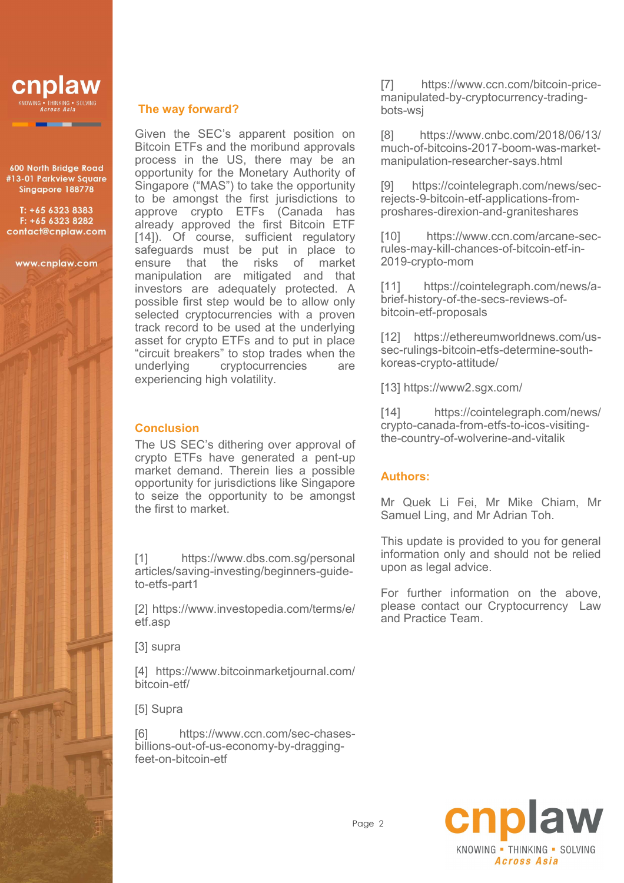## The way forward?

Given the SEC's apparent position on Bitcoin ETFs and the moribund approvals process in the US, there may be an opportunity for the Monetary Authority of Singapore ("MAS") to take the opportunity to be amongst the first jurisdictions to approve crypto ETFs (Canada has already approved the first Bitcoin ETF [14]). Of course, sufficient regulatory safeguards must be put in place to ensure that the risks of market manipulation are mitigated and that investors are adequately protected. A possible first step would be to allow only selected cryptocurrencies with a proven track record to be used at the underlying asset for crypto ETFs and to put in place "circuit breakers" to stop trades when the underlying cryptocurrencies are experiencing high volatility.

## Conclusion

The US SEC's dithering over approval of crypto ETFs have generated a pent-up market demand. Therein lies a possible opportunity for jurisdictions like Singapore to seize the opportunity to be amongst the first to market.

[1] https://www.dbs.com.sg/personal articles/saving-investing/beginners-guide-to-etfs-part1

[2] https://www.investopedia.com/terms/e/etf.asp

[3] supra

[4] https://www.bitcoinmarketjournal.com/bitcoin-etf/

[5] Supra

[6] https://www.ccn.com/sec-chases-billions-out-of-us-economy-by-dragging-feet-on-bitcoin-etf

[7] https://www.ccn.com/bitcoin-price-manipulated-by-cryptocurrency-trading-bots-wsj

[8] https://www.cnbc.com/2018/06/13/much-of-bitcoins-2017-boom-was-market-manipulation-researcher-says.html

[9] https://cointelegraph.com/news/sec-rejects-9-bitcoin-etf-applications-from-proshares-direxion-and-graniteshares

[10] https://www.ccn.com/arcane-sec-rules-may-kill-chances-of-bitcoin-etf-in-2019-crypto-mom

[11] https://cointelegraph.com/news/a-brief-history-of-the-secs-reviews-of-bitcoin-etf-proposals

[12] https://ethereumworldnews.com/us-sec-rulings-bitcoin-etfs-determine-south-koreas-crypto-attitude/

[13] https://www2.sgx.com/

[14] https://cointelegraph.com/news/crypto-canada-from-etfs-to-icos-visiting-the-country-of-wolverine-and-vitalik

## Authors:

Mr Quek Li Fei, Mr Mike Chiam, Mr Samuel Ling, and Mr Adrian Toh.

This update is provided to you for general information only and should not be relied upon as legal advice.

For further information on the above, please contact our Cryptocurrency Law and Practice Team.